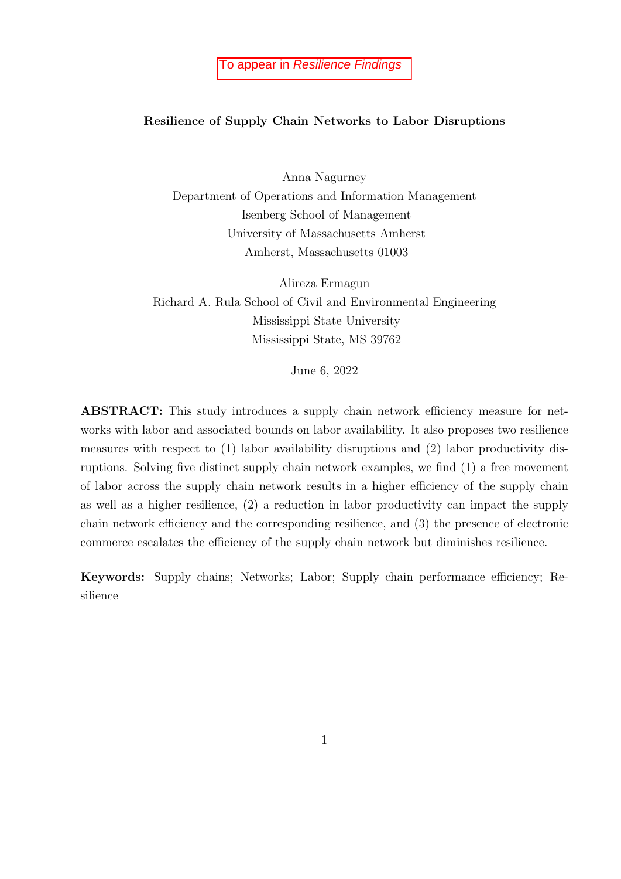To appear in *Resilience Findings*

# Resilience of Supply Chain Networks to Labor Disruptions

Anna Nagurney
Department of Operations and Information Management
Isenberg School of Management
University of Massachusetts Amherst
Amherst, Massachusetts 01003

Alireza Ermagun
Richard A. Rula School of Civil and Environmental Engineering
Mississippi State University
Mississippi State, MS 39762

June 6, 2022

**ABSTRACT:** This study introduces a supply chain network efficiency measure for networks with labor and associated bounds on labor availability. It also proposes two resilience measures with respect to (1) labor availability disruptions and (2) labor productivity disruptions. Solving five distinct supply chain network examples, we find (1) a free movement of labor across the supply chain network results in a higher efficiency of the supply chain as well as a higher resilience, (2) a reduction in labor productivity can impact the supply chain network efficiency and the corresponding resilience, and (3) the presence of electronic commerce escalates the efficiency of the supply chain network but diminishes resilience.

**Keywords:** Supply chains; Networks; Labor; Supply chain performance efficiency; Resilience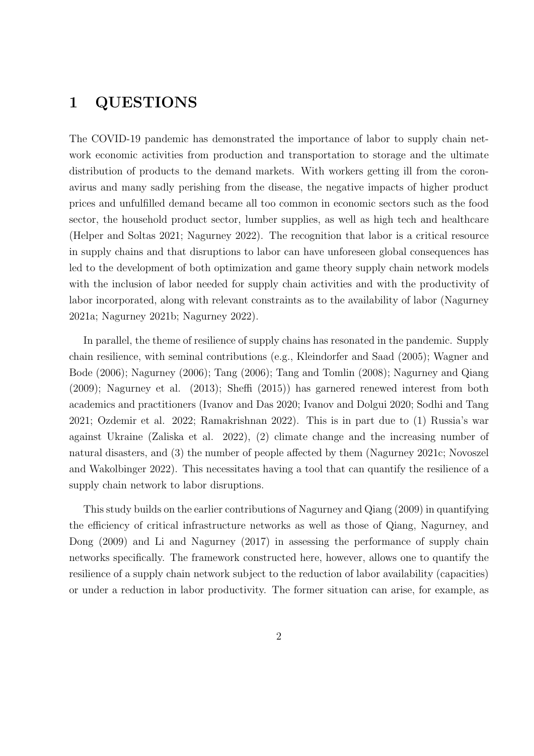# 1 QUESTIONS

The COVID-19 pandemic has demonstrated the importance of labor to supply chain network economic activities from production and transportation to storage and the ultimate distribution of products to the demand markets. With workers getting ill from the coronavirus and many sadly perishing from the disease, the negative impacts of higher product prices and unfulfilled demand became all too common in economic sectors such as the food sector, the household product sector, lumber supplies, as well as high tech and healthcare (Helper and Soltas 2021; Nagurney 2022). The recognition that labor is a critical resource in supply chains and that disruptions to labor can have unforeseen global consequences has led to the development of both optimization and game theory supply chain network models with the inclusion of labor needed for supply chain activities and with the productivity of labor incorporated, along with relevant constraints as to the availability of labor (Nagurney 2021a; Nagurney 2021b; Nagurney 2022).

In parallel, the theme of resilience of supply chains has resonated in the pandemic. Supply chain resilience, with seminal contributions (e.g., Kleindorfer and Saad (2005); Wagner and Bode (2006); Nagurney (2006); Tang (2006); Tang and Tomlin (2008); Nagurney and Qiang (2009); Nagurney et al. (2013); Sheffi (2015)) has garnered renewed interest from both academics and practitioners (Ivanov and Das 2020; Ivanov and Dolgui 2020; Sodhi and Tang 2021; Ozdemir et al. 2022; Ramakrishnan 2022). This is in part due to (1) Russia's war against Ukraine (Zaliska et al. 2022), (2) climate change and the increasing number of natural disasters, and (3) the number of people affected by them (Nagurney 2021c; Novoszel and Wakolbinger 2022). This necessitates having a tool that can quantify the resilience of a supply chain network to labor disruptions.

This study builds on the earlier contributions of Nagurney and Qiang (2009) in quantifying the efficiency of critical infrastructure networks as well as those of Qiang, Nagurney, and Dong (2009) and Li and Nagurney (2017) in assessing the performance of supply chain networks specifically. The framework constructed here, however, allows one to quantify the resilience of a supply chain network subject to the reduction of labor availability (capacities) or under a reduction in labor productivity. The former situation can arise, for example, as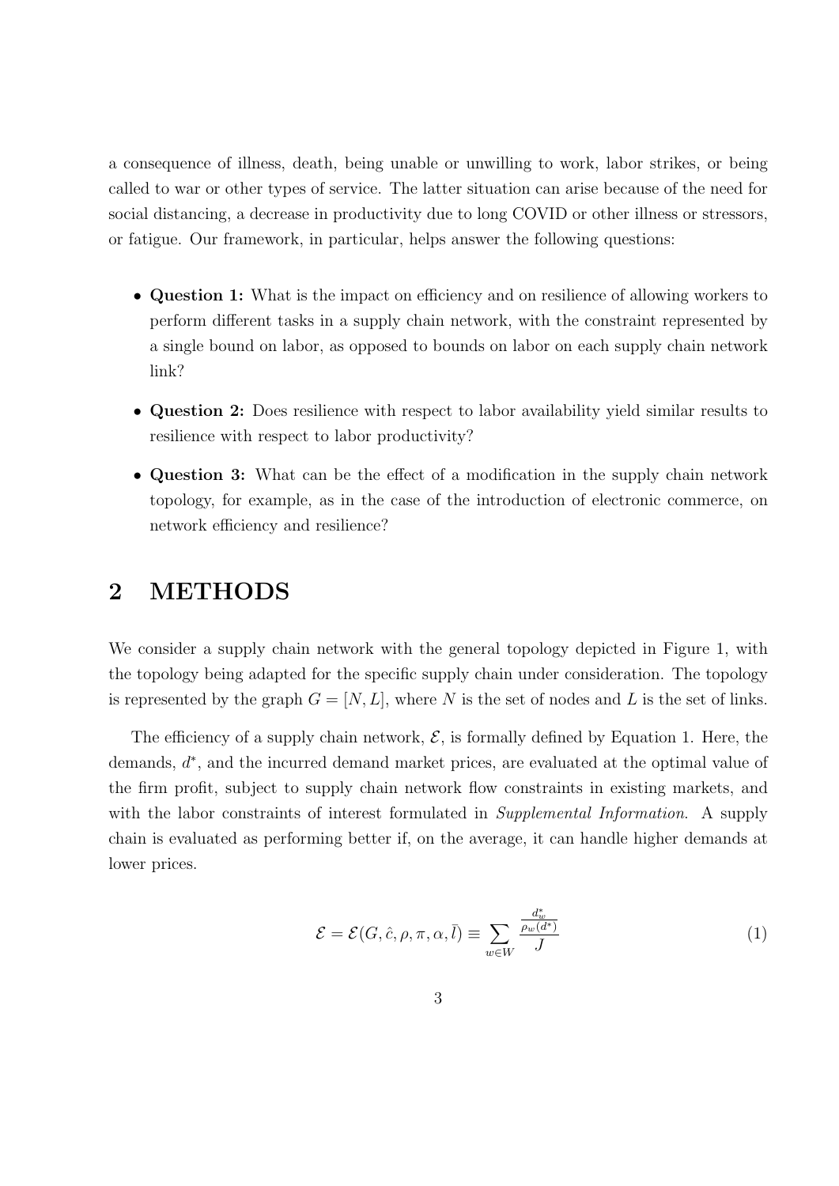a consequence of illness, death, being unable or unwilling to work, labor strikes, or being called to war or other types of service. The latter situation can arise because of the need for social distancing, a decrease in productivity due to long COVID or other illness or stressors, or fatigue. Our framework, in particular, helps answer the following questions:

- **Question 1:** What is the impact on efficiency and on resilience of allowing workers to perform different tasks in a supply chain network, with the constraint represented by a single bound on labor, as opposed to bounds on labor on each supply chain network link?
- **Question 2:** Does resilience with respect to labor availability yield similar results to resilience with respect to labor productivity?
- **Question 3:** What can be the effect of a modification in the supply chain network topology, for example, as in the case of the introduction of electronic commerce, on network efficiency and resilience?

# 2 METHODS

We consider a supply chain network with the general topology depicted in Figure 1, with the topology being adapted for the specific supply chain under consideration. The topology is represented by the graph $G = [N, L]$, where $N$ is the set of nodes and $L$ is the set of links.

The efficiency of a supply chain network, $\mathcal{E}$, is formally defined by Equation 1. Here, the demands, $d^*$, and the incurred demand market prices, are evaluated at the optimal value of the firm profit, subject to supply chain network flow constraints in existing markets, and with the labor constraints of interest formulated in *Supplemental Information*. A supply chain is evaluated as performing better if, on the average, it can handle higher demands at lower prices.

$$\mathcal{E} = \mathcal{E}(G, \hat{c}, \rho, \pi, \alpha, \bar{l}) \equiv \sum_{w \in W} \frac{\frac{d_w^*}{\rho_w(d^*)}}{J} \tag{1}$$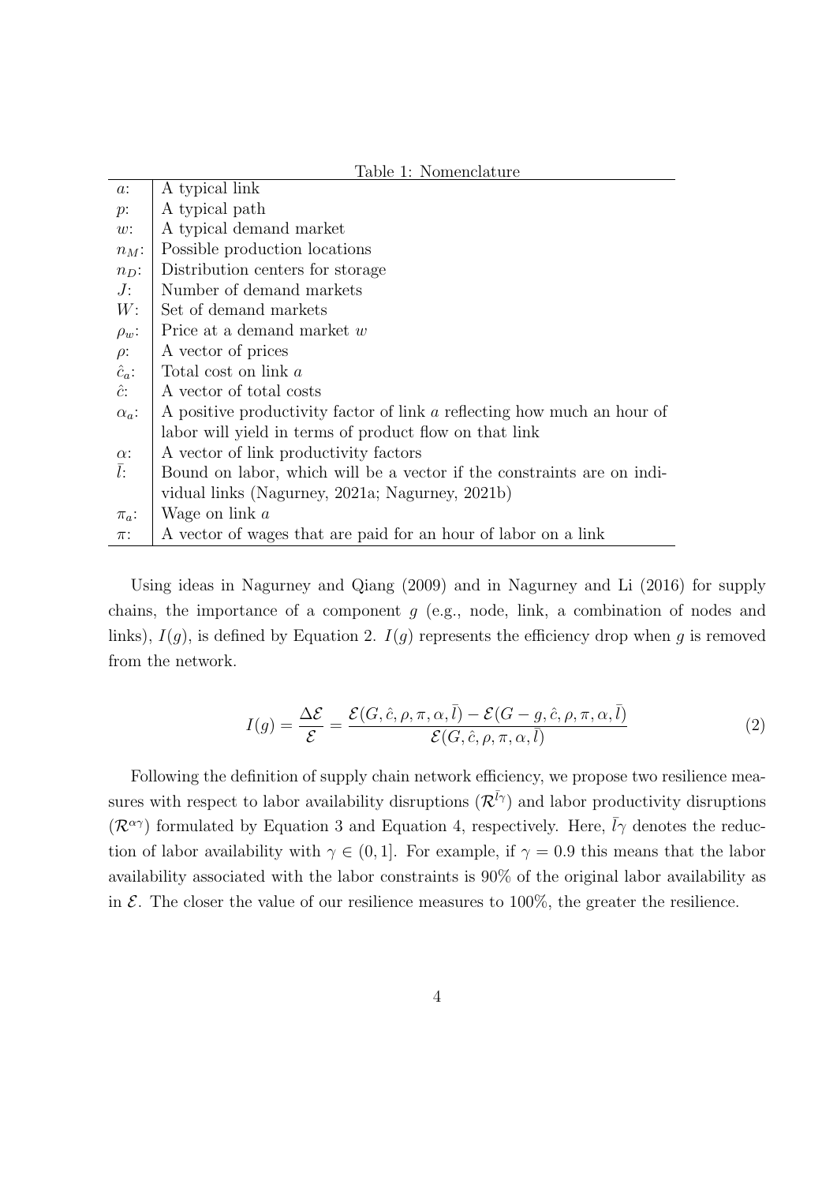Table 1: Nomenclature

| | |
|---|---|
| $a$: | A typical link |
| $p$: | A typical path |
| $w$: | A typical demand market |
| $n_M$: | Possible production locations |
| $n_D$: | Distribution centers for storage |
| $J$: | Number of demand markets |
| $W$: | Set of demand markets |
| $\rho_w$: | Price at a demand market $w$ |
| $\rho$: | A vector of prices |
| $\hat{c}_a$: | Total cost on link $a$ |
| $\hat{c}$: | A vector of total costs |
| $\alpha_a$: | A positive productivity factor of link $a$ reflecting how much an hour of labor will yield in terms of product flow on that link |
| $\alpha$: | A vector of link productivity factors |
| $\bar{l}$: | Bound on labor, which will be a vector if the constraints are on individual links (Nagurney, 2021a; Nagurney, 2021b) |
| $\pi_a$: | Wage on link $a$ |
| $\pi$: | A vector of wages that are paid for an hour of labor on a link |

Using ideas in Nagurney and Qiang (2009) and in Nagurney and Li (2016) for supply chains, the importance of a component $g$ (e.g., node, link, a combination of nodes and links), $I(g)$, is defined by Equation 2. $I(g)$ represents the efficiency drop when $g$ is removed from the network.

$$I(g) = \frac{\Delta \mathcal{E}}{\mathcal{E}} = \frac{\mathcal{E}(G, \hat{c}, \rho, \pi, \alpha, \bar{l}) - \mathcal{E}(G - g, \hat{c}, \rho, \pi, \alpha, \bar{l})}{\mathcal{E}(G, \hat{c}, \rho, \pi, \alpha, \bar{l})} \tag{2}$$

Following the definition of supply chain network efficiency, we propose two resilience measures with respect to labor availability disruptions ($\mathcal{R}^{\bar{l}\gamma}$) and labor productivity disruptions ($\mathcal{R}^{\alpha\gamma}$) formulated by Equation 3 and Equation 4, respectively. Here, $\bar{l}\gamma$ denotes the reduction of labor availability with $\gamma \in (0, 1]$. For example, if $\gamma = 0.9$ this means that the labor availability associated with the labor constraints is 90% of the original labor availability as in $\mathcal{E}$. The closer the value of our resilience measures to 100%, the greater the resilience.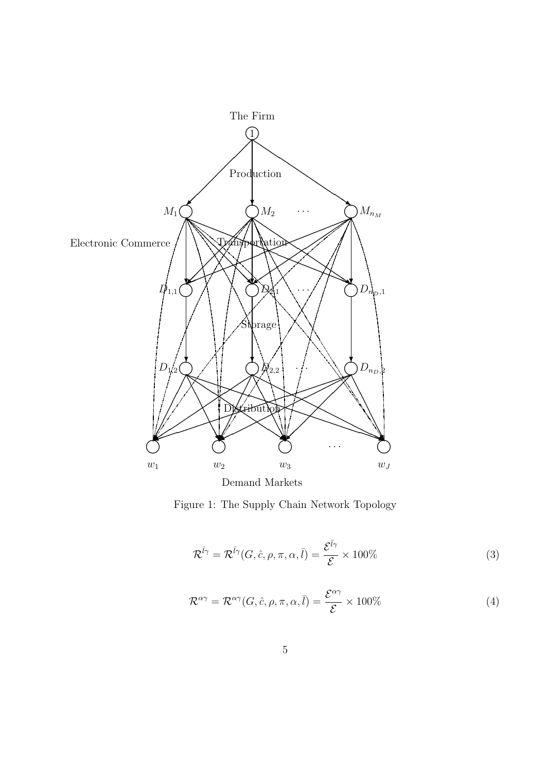Figure 1: The Supply Chain Network Topology

$$\mathcal{R}^{\bar{l}\gamma} = \mathcal{R}^{\bar{l}\gamma}(G, \hat{c}, \rho, \pi, \alpha, \bar{l}) = \frac{\mathcal{E}^{\bar{l}\gamma}}{\mathcal{E}} \times 100\% \tag{3}$$

$$\mathcal{R}^{\alpha\gamma} = \mathcal{R}^{\alpha\gamma}(G, \hat{c}, \rho, \pi, \alpha, \bar{l}) = \frac{\mathcal{E}^{\alpha\gamma}}{\mathcal{E}} \times 100\% \tag{4}$$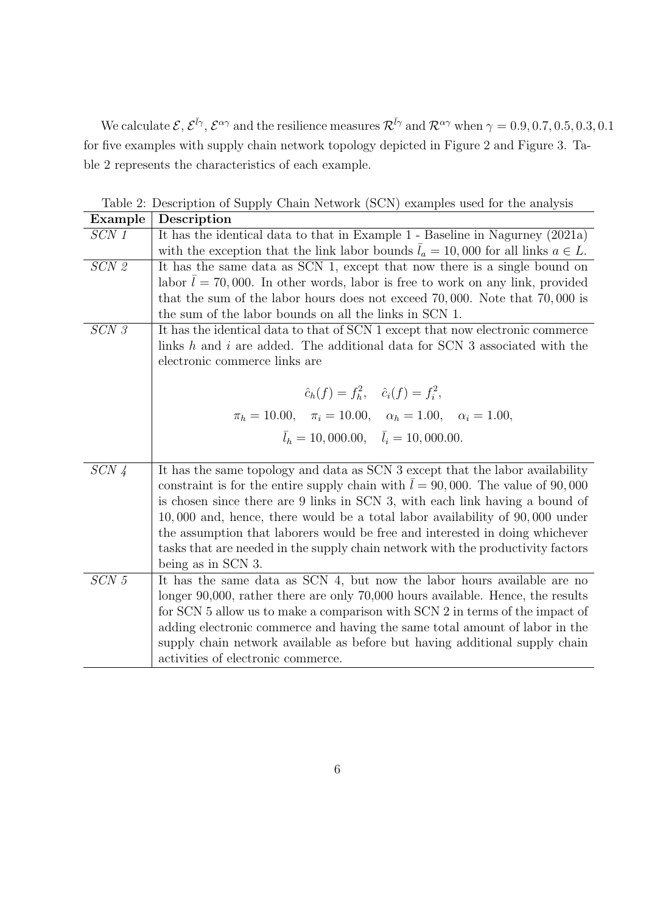We calculate $\mathcal{E}$, $\mathcal{E}^{\bar{l}\gamma}$, $\mathcal{E}^{\alpha\gamma}$ and the resilience measures $\mathcal{R}^{\bar{l}\gamma}$ and $\mathcal{R}^{\alpha\gamma}$ when $\gamma = 0.9, 0.7, 0.5, 0.3, 0.1$ for five examples with supply chain network topology depicted in Figure 2 and Figure 3. Table 2 represents the characteristics of each example.

Table 2: Description of Supply Chain Network (SCN) examples used for the analysis

| **Example** | **Description** |
|---|---|
| *SCN 1* | It has the identical data to that in Example 1 - Baseline in Nagurney (2021a) with the exception that the link labor bounds $\bar{l}_a = 10,000$ for all links $a \in L$. |
| *SCN 2* | It has the same data as SCN 1, except that now there is a single bound on labor $\bar{l} = 70,000$. In other words, labor is free to work on any link, provided that the sum of the labor hours does not exceed $70,000$. Note that $70,000$ is the sum of the labor bounds on all the links in SCN 1. |
| *SCN 3* | It has the identical data to that of SCN 1 except that now electronic commerce links $h$ and $i$ are added. The additional data for SCN 3 associated with the electronic commerce links are $$\hat{c}_h(f) = f_h^2, \quad \hat{c}_i(f) = f_i^2,$$ $$\pi_h = 10.00, \quad \pi_i = 10.00, \quad \alpha_h = 1.00, \quad \alpha_i = 1.00,$$ $$\bar{l}_h = 10,000.00, \quad \bar{l}_i = 10,000.00.$$ |
| *SCN 4* | It has the same topology and data as SCN 3 except that the labor availability constraint is for the entire supply chain with $\bar{l} = 90,000$. The value of $90,000$ is chosen since there are 9 links in SCN 3, with each link having a bound of $10,000$ and, hence, there would be a total labor availability of $90,000$ under the assumption that laborers would be free and interested in doing whichever tasks that are needed in the supply chain network with the productivity factors being as in SCN 3. |
| *SCN 5* | It has the same data as SCN 4, but now the labor hours available are no longer 90,000, rather there are only 70,000 hours available. Hence, the results for SCN 5 allow us to make a comparison with SCN 2 in terms of the impact of adding electronic commerce and having the same total amount of labor in the supply chain network available as before but having additional supply chain activities of electronic commerce. |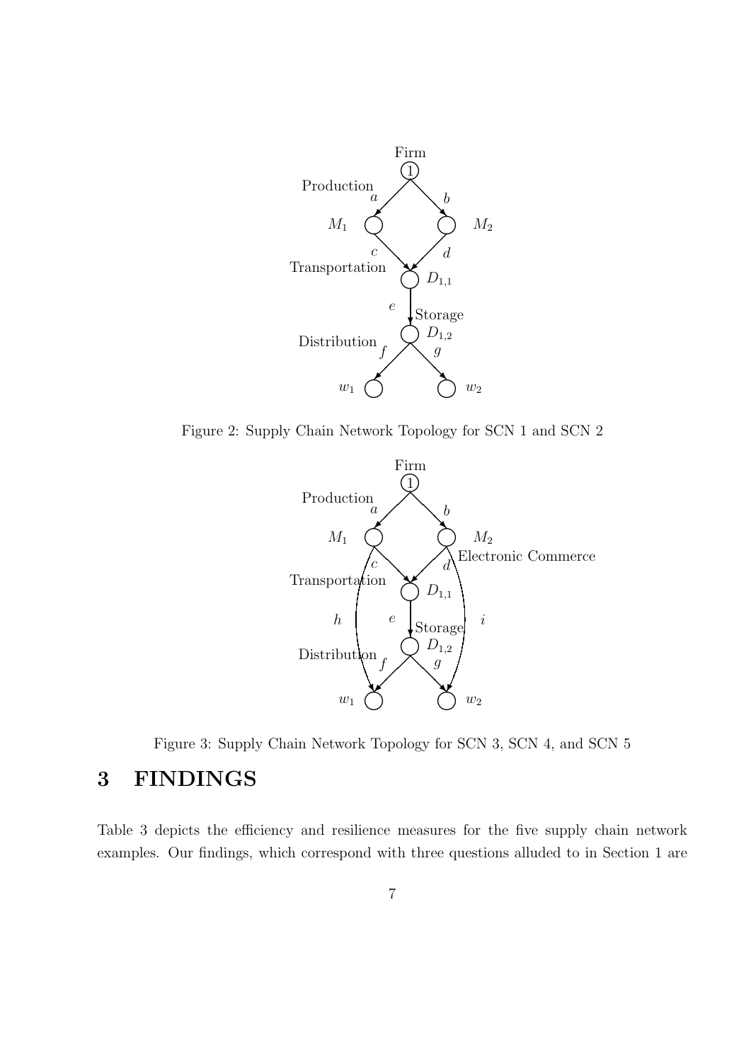Figure 2: Supply Chain Network Topology for SCN 1 and SCN 2

Figure 3: Supply Chain Network Topology for SCN 3, SCN 4, and SCN 5

# 3 FINDINGS

Table 3 depicts the efficiency and resilience measures for the five supply chain network examples. Our findings, which correspond with three questions alluded to in Section 1 are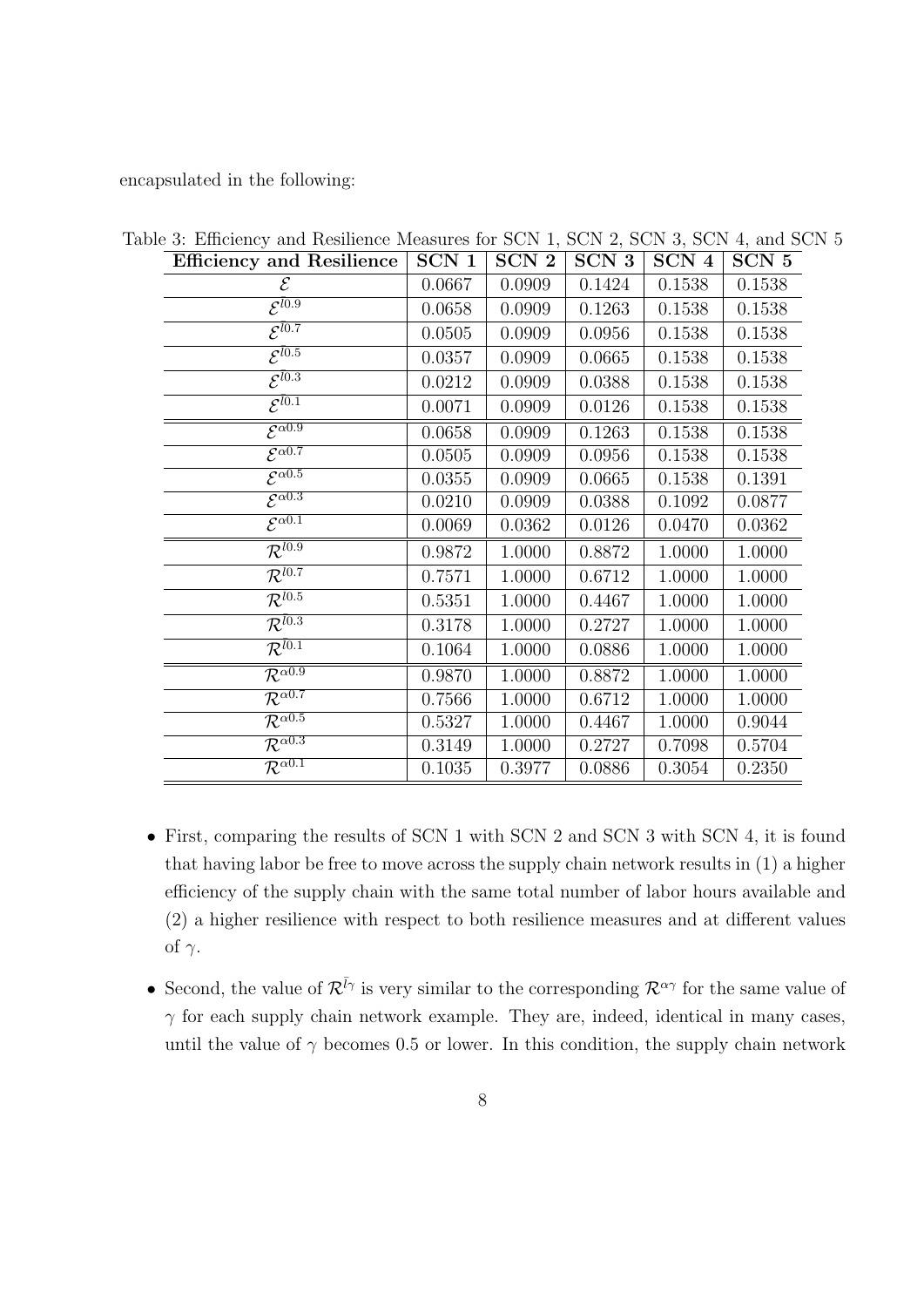encapsulated in the following:

Table 3: Efficiency and Resilience Measures for SCN 1, SCN 2, SCN 3, SCN 4, and SCN 5

| Efficiency and Resilience | SCN 1 | SCN 2 | SCN 3 | SCN 4 | SCN 5 |
|---|---|---|---|---|---|
| $\mathcal{E}$ | 0.0667 | 0.0909 | 0.1424 | 0.1538 | 0.1538 |
| $\mathcal{E}^{\bar{l}0.9}$ | 0.0658 | 0.0909 | 0.1263 | 0.1538 | 0.1538 |
| $\mathcal{E}^{\bar{l}0.7}$ | 0.0505 | 0.0909 | 0.0956 | 0.1538 | 0.1538 |
| $\mathcal{E}^{\bar{l}0.5}$ | 0.0357 | 0.0909 | 0.0665 | 0.1538 | 0.1538 |
| $\mathcal{E}^{\bar{l}0.3}$ | 0.0212 | 0.0909 | 0.0388 | 0.1538 | 0.1538 |
| $\mathcal{E}^{\bar{l}0.1}$ | 0.0071 | 0.0909 | 0.0126 | 0.1538 | 0.1538 |
| $\mathcal{E}^{\alpha 0.9}$ | 0.0658 | 0.0909 | 0.1263 | 0.1538 | 0.1538 |
| $\mathcal{E}^{\alpha 0.7}$ | 0.0505 | 0.0909 | 0.0956 | 0.1538 | 0.1538 |
| $\mathcal{E}^{\alpha 0.5}$ | 0.0355 | 0.0909 | 0.0665 | 0.1538 | 0.1391 |
| $\mathcal{E}^{\alpha 0.3}$ | 0.0210 | 0.0909 | 0.0388 | 0.1092 | 0.0877 |
| $\mathcal{E}^{\alpha 0.1}$ | 0.0069 | 0.0362 | 0.0126 | 0.0470 | 0.0362 |
| $\mathcal{R}^{\bar{l}0.9}$ | 0.9872 | 1.0000 | 0.8872 | 1.0000 | 1.0000 |
| $\mathcal{R}^{\bar{l}0.7}$ | 0.7571 | 1.0000 | 0.6712 | 1.0000 | 1.0000 |
| $\mathcal{R}^{\bar{l}0.5}$ | 0.5351 | 1.0000 | 0.4467 | 1.0000 | 1.0000 |
| $\mathcal{R}^{\bar{l}0.3}$ | 0.3178 | 1.0000 | 0.2727 | 1.0000 | 1.0000 |
| $\mathcal{R}^{\bar{l}0.1}$ | 0.1064 | 1.0000 | 0.0886 | 1.0000 | 1.0000 |
| $\mathcal{R}^{\alpha 0.9}$ | 0.9870 | 1.0000 | 0.8872 | 1.0000 | 1.0000 |
| $\mathcal{R}^{\alpha 0.7}$ | 0.7566 | 1.0000 | 0.6712 | 1.0000 | 1.0000 |
| $\mathcal{R}^{\alpha 0.5}$ | 0.5327 | 1.0000 | 0.4467 | 1.0000 | 0.9044 |
| $\mathcal{R}^{\alpha 0.3}$ | 0.3149 | 1.0000 | 0.2727 | 0.7098 | 0.5704 |
| $\mathcal{R}^{\alpha 0.1}$ | 0.1035 | 0.3977 | 0.0886 | 0.3054 | 0.2350 |

- First, comparing the results of SCN 1 with SCN 2 and SCN 3 with SCN 4, it is found that having labor be free to move across the supply chain network results in (1) a higher efficiency of the supply chain with the same total number of labor hours available and (2) a higher resilience with respect to both resilience measures and at different values of $\gamma$.

- Second, the value of $\mathcal{R}^{\bar{l}\gamma}$ is very similar to the corresponding $\mathcal{R}^{\alpha\gamma}$ for the same value of $\gamma$ for each supply chain network example. They are, indeed, identical in many cases, until the value of $\gamma$ becomes 0.5 or lower. In this condition, the supply chain network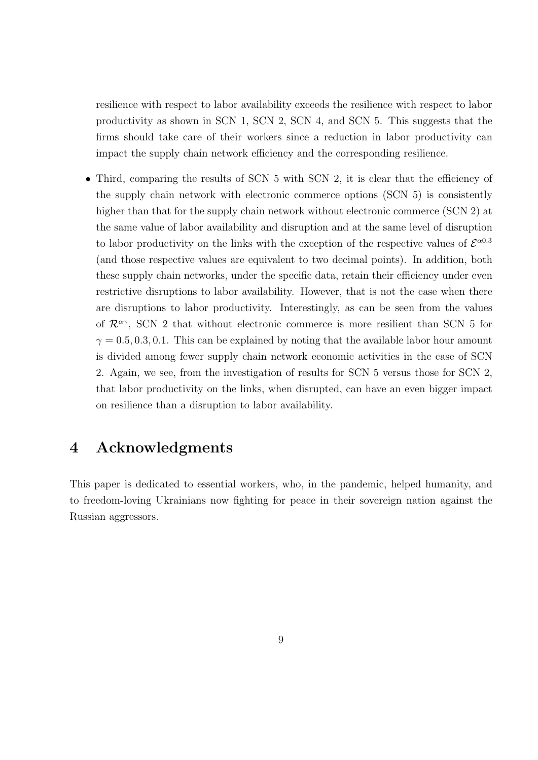resilience with respect to labor availability exceeds the resilience with respect to labor productivity as shown in SCN 1, SCN 2, SCN 4, and SCN 5. This suggests that the firms should take care of their workers since a reduction in labor productivity can impact the supply chain network efficiency and the corresponding resilience.

- Third, comparing the results of SCN 5 with SCN 2, it is clear that the efficiency of the supply chain network with electronic commerce options (SCN 5) is consistently higher than that for the supply chain network without electronic commerce (SCN 2) at the same value of labor availability and disruption and at the same level of disruption to labor productivity on the links with the exception of the respective values of $\mathcal{E}^{\alpha 0.3}$ (and those respective values are equivalent to two decimal points). In addition, both these supply chain networks, under the specific data, retain their efficiency under even restrictive disruptions to labor availability. However, that is not the case when there are disruptions to labor productivity. Interestingly, as can be seen from the values of $\mathcal{R}^{\alpha\gamma}$, SCN 2 that without electronic commerce is more resilient than SCN 5 for $\gamma = 0.5, 0.3, 0.1$. This can be explained by noting that the available labor hour amount is divided among fewer supply chain network economic activities in the case of SCN 2. Again, we see, from the investigation of results for SCN 5 versus those for SCN 2, that labor productivity on the links, when disrupted, can have an even bigger impact on resilience than a disruption to labor availability.

# 4 Acknowledgments

This paper is dedicated to essential workers, who, in the pandemic, helped humanity, and to freedom-loving Ukrainians now fighting for peace in their sovereign nation against the Russian aggressors.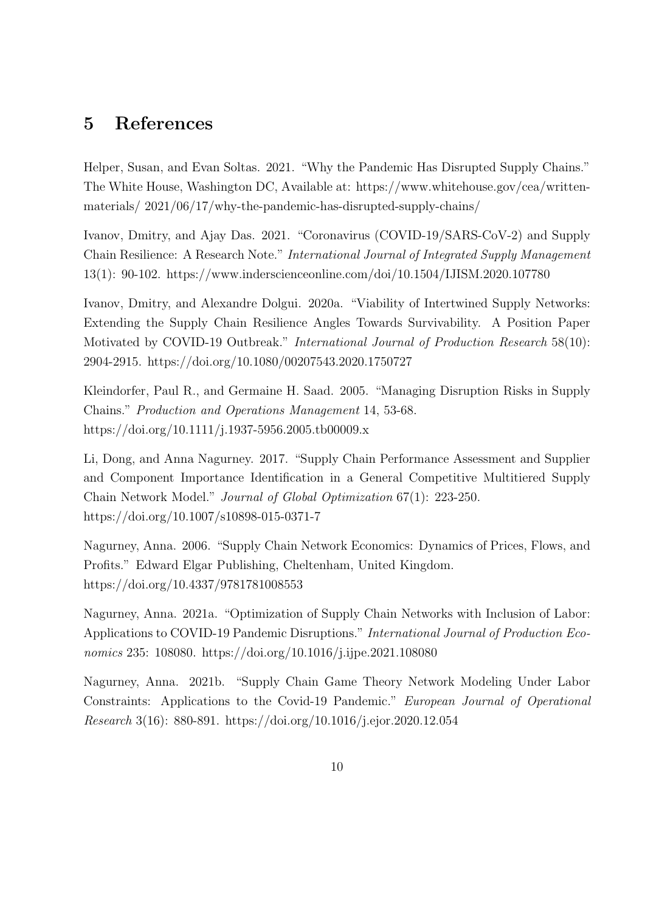## 5 References

Helper, Susan, and Evan Soltas. 2021. "Why the Pandemic Has Disrupted Supply Chains." The White House, Washington DC, Available at: https://www.whitehouse.gov/cea/written-materials/ 2021/06/17/why-the-pandemic-has-disrupted-supply-chains/

Ivanov, Dmitry, and Ajay Das. 2021. "Coronavirus (COVID-19/SARS-CoV-2) and Supply Chain Resilience: A Research Note." *International Journal of Integrated Supply Management* 13(1): 90-102. https://www.inderscienceonline.com/doi/10.1504/IJISM.2020.107780

Ivanov, Dmitry, and Alexandre Dolgui. 2020a. "Viability of Intertwined Supply Networks: Extending the Supply Chain Resilience Angles Towards Survivability. A Position Paper Motivated by COVID-19 Outbreak." *International Journal of Production Research* 58(10): 2904-2915. https://doi.org/10.1080/00207543.2020.1750727

Kleindorfer, Paul R., and Germaine H. Saad. 2005. "Managing Disruption Risks in Supply Chains." *Production and Operations Management* 14, 53-68. https://doi.org/10.1111/j.1937-5956.2005.tb00009.x

Li, Dong, and Anna Nagurney. 2017. "Supply Chain Performance Assessment and Supplier and Component Importance Identification in a General Competitive Multitiered Supply Chain Network Model." *Journal of Global Optimization* 67(1): 223-250. https://doi.org/10.1007/s10898-015-0371-7

Nagurney, Anna. 2006. "Supply Chain Network Economics: Dynamics of Prices, Flows, and Profits." Edward Elgar Publishing, Cheltenham, United Kingdom. https://doi.org/10.4337/9781781008553

Nagurney, Anna. 2021a. "Optimization of Supply Chain Networks with Inclusion of Labor: Applications to COVID-19 Pandemic Disruptions." *International Journal of Production Economics* 235: 108080. https://doi.org/10.1016/j.ijpe.2021.108080

Nagurney, Anna. 2021b. "Supply Chain Game Theory Network Modeling Under Labor Constraints: Applications to the Covid-19 Pandemic." *European Journal of Operational Research* 3(16): 880-891. https://doi.org/10.1016/j.ejor.2020.12.054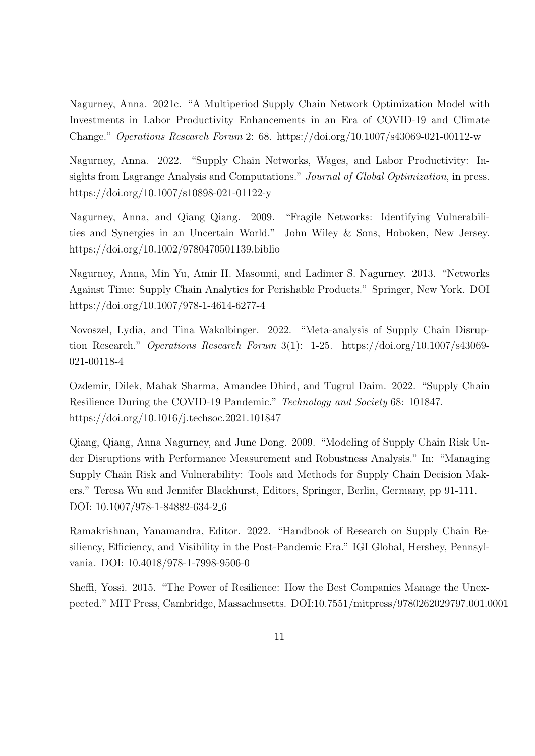Nagurney, Anna. 2021c. "A Multiperiod Supply Chain Network Optimization Model with Investments in Labor Productivity Enhancements in an Era of COVID-19 and Climate Change." *Operations Research Forum* 2: 68. https://doi.org/10.1007/s43069-021-00112-w

Nagurney, Anna. 2022. "Supply Chain Networks, Wages, and Labor Productivity: Insights from Lagrange Analysis and Computations." *Journal of Global Optimization*, in press. https://doi.org/10.1007/s10898-021-01122-y

Nagurney, Anna, and Qiang Qiang. 2009. "Fragile Networks: Identifying Vulnerabilities and Synergies in an Uncertain World." John Wiley & Sons, Hoboken, New Jersey. https://doi.org/10.1002/9780470501139.biblio

Nagurney, Anna, Min Yu, Amir H. Masoumi, and Ladimer S. Nagurney. 2013. "Networks Against Time: Supply Chain Analytics for Perishable Products." Springer, New York. DOI https://doi.org/10.1007/978-1-4614-6277-4

Novoszel, Lydia, and Tina Wakolbinger. 2022. "Meta-analysis of Supply Chain Disruption Research." *Operations Research Forum* 3(1): 1-25. https://doi.org/10.1007/s43069-021-00118-4

Ozdemir, Dilek, Mahak Sharma, Amandee Dhird, and Tugrul Daim. 2022. "Supply Chain Resilience During the COVID-19 Pandemic." *Technology and Society* 68: 101847. https://doi.org/10.1016/j.techsoc.2021.101847

Qiang, Qiang, Anna Nagurney, and June Dong. 2009. "Modeling of Supply Chain Risk Under Disruptions with Performance Measurement and Robustness Analysis." In: "Managing Supply Chain Risk and Vulnerability: Tools and Methods for Supply Chain Decision Makers." Teresa Wu and Jennifer Blackhurst, Editors, Springer, Berlin, Germany, pp 91-111. DOI: 10.1007/978-1-84882-634-2_6

Ramakrishnan, Yanamandra, Editor. 2022. "Handbook of Research on Supply Chain Resiliency, Efficiency, and Visibility in the Post-Pandemic Era." IGI Global, Hershey, Pennsylvania. DOI: 10.4018/978-1-7998-9506-0

Sheffi, Yossi. 2015. "The Power of Resilience: How the Best Companies Manage the Unexpected." MIT Press, Cambridge, Massachusetts. DOI:10.7551/mitpress/9780262029797.001.0001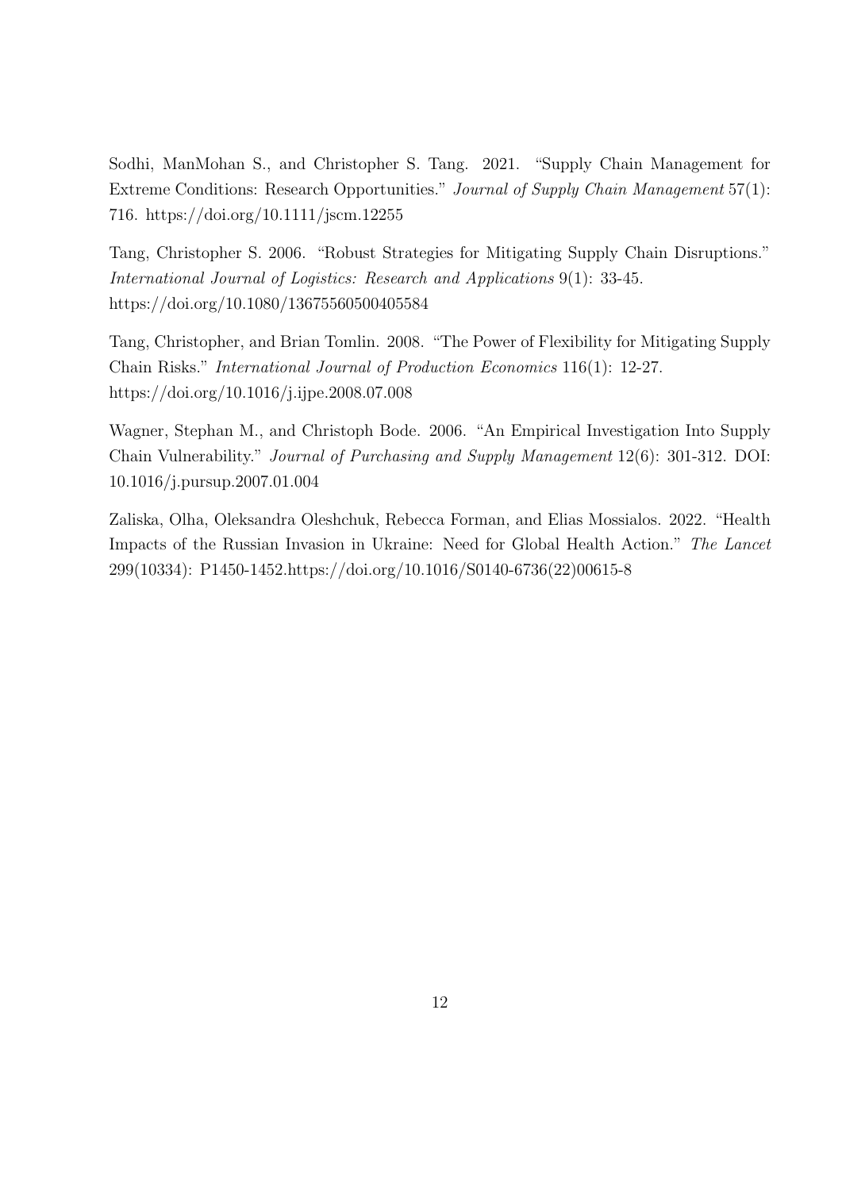Sodhi, ManMohan S., and Christopher S. Tang. 2021. "Supply Chain Management for Extreme Conditions: Research Opportunities." *Journal of Supply Chain Management* 57(1): 716. https://doi.org/10.1111/jscm.12255

Tang, Christopher S. 2006. "Robust Strategies for Mitigating Supply Chain Disruptions." *International Journal of Logistics: Research and Applications* 9(1): 33-45. https://doi.org/10.1080/13675560500405584

Tang, Christopher, and Brian Tomlin. 2008. "The Power of Flexibility for Mitigating Supply Chain Risks." *International Journal of Production Economics* 116(1): 12-27. https://doi.org/10.1016/j.ijpe.2008.07.008

Wagner, Stephan M., and Christoph Bode. 2006. "An Empirical Investigation Into Supply Chain Vulnerability." *Journal of Purchasing and Supply Management* 12(6): 301-312. DOI: 10.1016/j.pursup.2007.01.004

Zaliska, Olha, Oleksandra Oleshchuk, Rebecca Forman, and Elias Mossialos. 2022. "Health Impacts of the Russian Invasion in Ukraine: Need for Global Health Action." *The Lancet* 299(10334): P1450-1452.https://doi.org/10.1016/S0140-6736(22)00615-8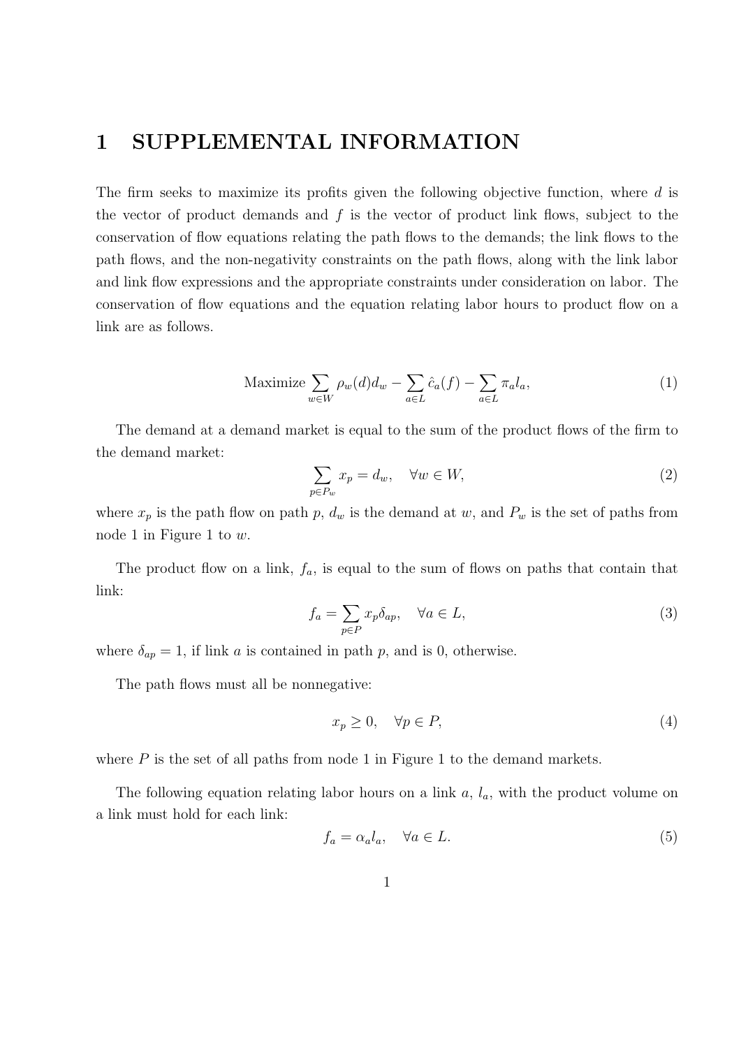# 1 SUPPLEMENTAL INFORMATION

The firm seeks to maximize its profits given the following objective function, where $d$ is the vector of product demands and $f$ is the vector of product link flows, subject to the conservation of flow equations relating the path flows to the demands; the link flows to the path flows, and the non-negativity constraints on the path flows, along with the link labor and link flow expressions and the appropriate constraints under consideration on labor. The conservation of flow equations and the equation relating labor hours to product flow on a link are as follows.

$$\text{Maximize} \sum_{w \in W} \rho_w(d) d_w - \sum_{a \in L} \hat{c}_a(f) - \sum_{a \in L} \pi_a l_a, \tag{1}$$

The demand at a demand market is equal to the sum of the product flows of the firm to the demand market:

$$\sum_{p \in P_w} x_p = d_w, \quad \forall w \in W, \tag{2}$$

where $x_p$ is the path flow on path $p$, $d_w$ is the demand at $w$, and $P_w$ is the set of paths from node 1 in Figure 1 to $w$.

The product flow on a link, $f_a$, is equal to the sum of flows on paths that contain that link:

$$f_a = \sum_{p \in P} x_p \delta_{ap}, \quad \forall a \in L, \tag{3}$$

where $\delta_{ap} = 1$, if link $a$ is contained in path $p$, and is 0, otherwise.

The path flows must all be nonnegative:

$$x_p \geq 0, \quad \forall p \in P, \tag{4}$$

where $P$ is the set of all paths from node 1 in Figure 1 to the demand markets.

The following equation relating labor hours on a link $a$, $l_a$, with the product volume on a link must hold for each link:

$$f_a = \alpha_a l_a, \quad \forall a \in L. \tag{5}$$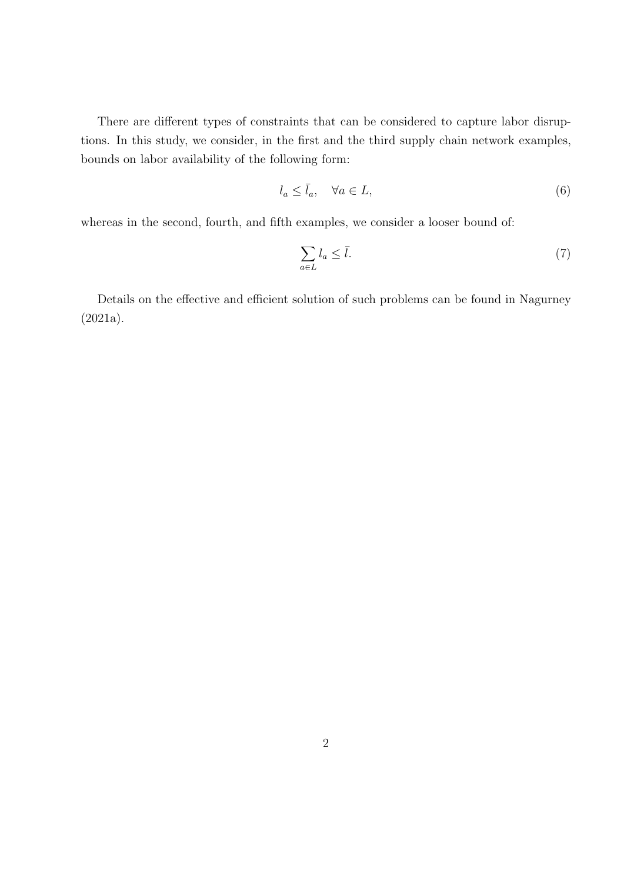There are different types of constraints that can be considered to capture labor disruptions. In this study, we consider, in the first and the third supply chain network examples, bounds on labor availability of the following form:

$$l_a \leq \bar{l}_a, \quad \forall a \in L, \tag{6}$$

whereas in the second, fourth, and fifth examples, we consider a looser bound of:

$$\sum_{a \in L} l_a \leq \bar{l}. \tag{7}$$

Details on the effective and efficient solution of such problems can be found in Nagurney (2021a).